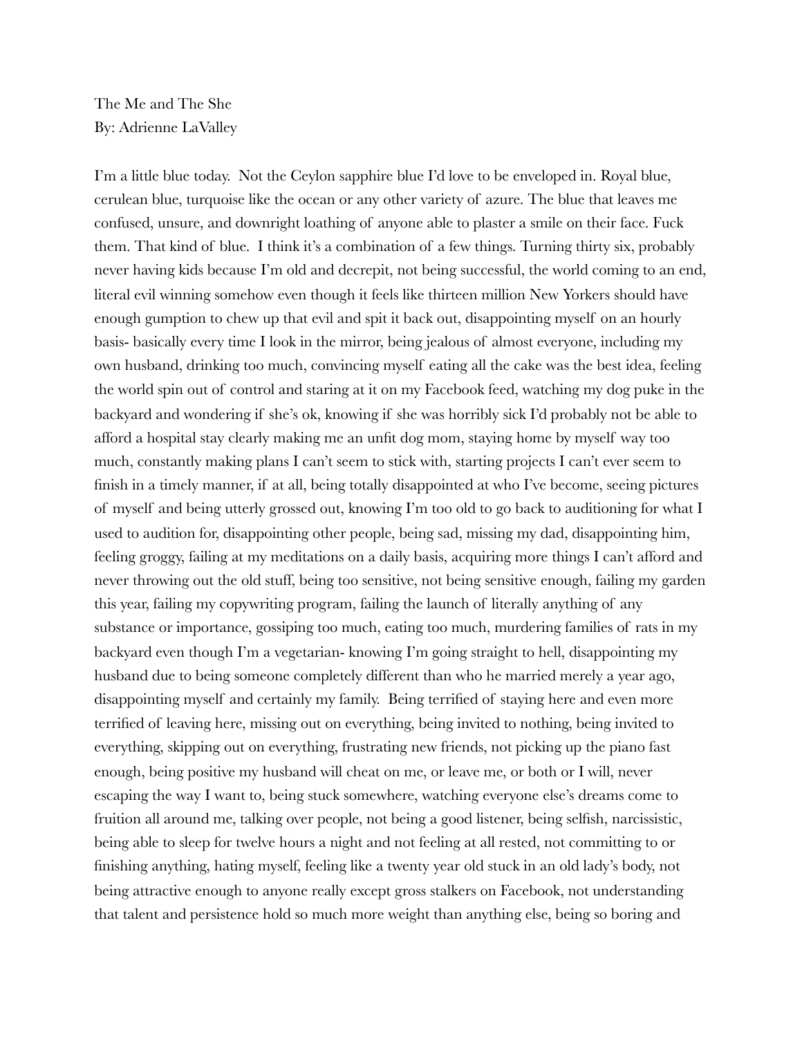The Me and The She
By: Adrienne LaValley

I'm a little blue today. Not the Ceylon sapphire blue I'd love to be enveloped in. Royal blue, cerulean blue, turquoise like the ocean or any other variety of azure. The blue that leaves me confused, unsure, and downright loathing of anyone able to plaster a smile on their face. Fuck them. That kind of blue. I think it's a combination of a few things. Turning thirty six, probably never having kids because I'm old and decrepit, not being successful, the world coming to an end, literal evil winning somehow even though it feels like thirteen million New Yorkers should have enough gumption to chew up that evil and spit it back out, disappointing myself on an hourly basis- basically every time I look in the mirror, being jealous of almost everyone, including my own husband, drinking too much, convincing myself eating all the cake was the best idea, feeling the world spin out of control and staring at it on my Facebook feed, watching my dog puke in the backyard and wondering if she's ok, knowing if she was horribly sick I'd probably not be able to afford a hospital stay clearly making me an unfit dog mom, staying home by myself way too much, constantly making plans I can't seem to stick with, starting projects I can't ever seem to finish in a timely manner, if at all, being totally disappointed at who I've become, seeing pictures of myself and being utterly grossed out, knowing I'm too old to go back to auditioning for what I used to audition for, disappointing other people, being sad, missing my dad, disappointing him, feeling groggy, failing at my meditations on a daily basis, acquiring more things I can't afford and never throwing out the old stuff, being too sensitive, not being sensitive enough, failing my garden this year, failing my copywriting program, failing the launch of literally anything of any substance or importance, gossiping too much, eating too much, murdering families of rats in my backyard even though I'm a vegetarian- knowing I'm going straight to hell, disappointing my husband due to being someone completely different than who he married merely a year ago, disappointing myself and certainly my family. Being terrified of staying here and even more terrified of leaving here, missing out on everything, being invited to nothing, being invited to everything, skipping out on everything, frustrating new friends, not picking up the piano fast enough, being positive my husband will cheat on me, or leave me, or both or I will, never escaping the way I want to, being stuck somewhere, watching everyone else's dreams come to fruition all around me, talking over people, not being a good listener, being selfish, narcissistic, being able to sleep for twelve hours a night and not feeling at all rested, not committing to or finishing anything, hating myself, feeling like a twenty year old stuck in an old lady's body, not being attractive enough to anyone really except gross stalkers on Facebook, not understanding that talent and persistence hold so much more weight than anything else, being so boring and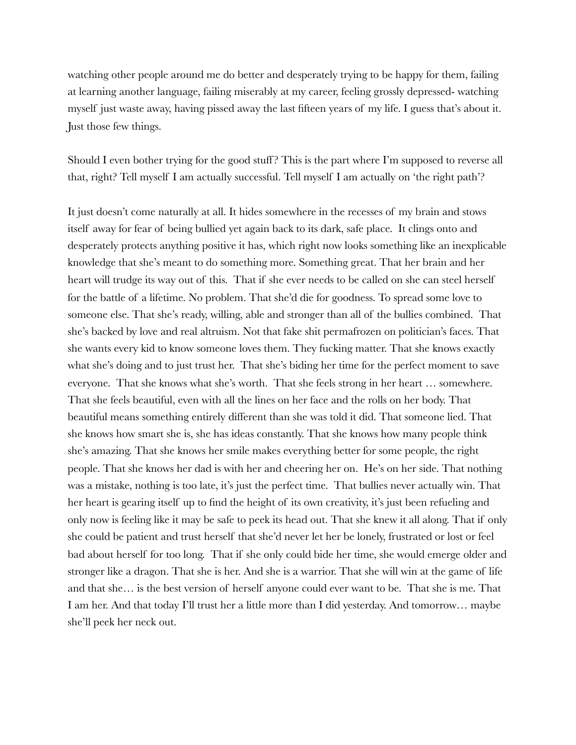watching other people around me do better and desperately trying to be happy for them, failing at learning another language, failing miserably at my career, feeling grossly depressed- watching myself just waste away, having pissed away the last fifteen years of my life. I guess that's about it. Just those few things.

Should I even bother trying for the good stuff? This is the part where I'm supposed to reverse all that, right? Tell myself I am actually successful. Tell myself I am actually on 'the right path'?

It just doesn't come naturally at all. It hides somewhere in the recesses of my brain and stows itself away for fear of being bullied yet again back to its dark, safe place. It clings onto and desperately protects anything positive it has, which right now looks something like an inexplicable knowledge that she's meant to do something more. Something great. That her brain and her heart will trudge its way out of this. That if she ever needs to be called on she can steel herself for the battle of a lifetime. No problem. That she'd die for goodness. To spread some love to someone else. That she's ready, willing, able and stronger than all of the bullies combined. That she's backed by love and real altruism. Not that fake shit permafrozen on politician's faces. That she wants every kid to know someone loves them. They fucking matter. That she knows exactly what she's doing and to just trust her. That she's biding her time for the perfect moment to save everyone. That she knows what she's worth. That she feels strong in her heart … somewhere. That she feels beautiful, even with all the lines on her face and the rolls on her body. That beautiful means something entirely different than she was told it did. That someone lied. That she knows how smart she is, she has ideas constantly. That she knows how many people think she's amazing. That she knows her smile makes everything better for some people, the right people. That she knows her dad is with her and cheering her on. He's on her side. That nothing was a mistake, nothing is too late, it's just the perfect time. That bullies never actually win. That her heart is gearing itself up to find the height of its own creativity, it's just been refueling and only now is feeling like it may be safe to peek its head out. That she knew it all along. That if only she could be patient and trust herself that she'd never let her be lonely, frustrated or lost or feel bad about herself for too long. That if she only could bide her time, she would emerge older and stronger like a dragon. That she is her. And she is a warrior. That she will win at the game of life and that she… is the best version of herself anyone could ever want to be. That she is me. That I am her. And that today I'll trust her a little more than I did yesterday. And tomorrow… maybe she'll peek her neck out.